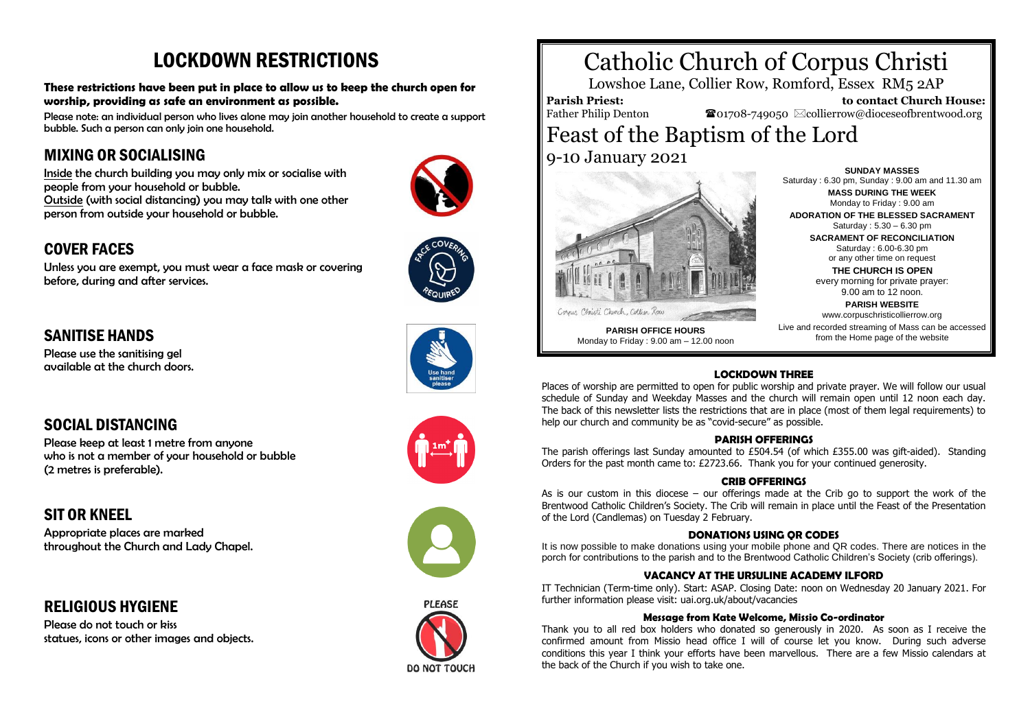# LOCKDOWN RESTRICTIONS

**These restrictions have been put in place to allow us to keep the church open for worship, providing as safe an environment as possible.**

Please note: an individual person who lives alone may join another household to create a support bubble. Such a person can only join one household.

## MIXING OR SOCIALISING

Inside the church building you may only mix or socialise with people from your household or bubble.
Outside (with social distancing) you may talk with one other person from outside your household or bubble.

## COVER FACES

Unless you are exempt, you must wear a face mask or covering before, during and after services.

## SANITISE HANDS

Please use the sanitising gel available at the church doors.

## SOCIAL DISTANCING

Please keep at least 1 metre from anyone who is not a member of your household or bubble (2 metres is preferable).

## SIT OR KNEEL

Appropriate places are marked throughout the Church and Lady Chapel.

## RELIGIOUS HYGIENE

Please do not touch or kiss statues, icons or other images and objects.

# Catholic Church of Corpus Christi

Lowshoe Lane, Collier Row, Romford, Essex RM5 2AP

**Parish Priest:** Father Philip Denton

**to contact Church House:** ☎01708-749050 ✉collierrow@dioceseofbrentwood.org

# Feast of the Baptism of the Lord

9-10 January 2021

Corpus Christi Church, Collier Row

**PARISH OFFICE HOURS**
Monday to Friday : 9.00 am – 12.00 noon

**SUNDAY MASSES**
Saturday : 6.30 pm, Sunday : 9.00 am and 11.30 am

**MASS DURING THE WEEK**
Monday to Friday : 9.00 am

**ADORATION OF THE BLESSED SACRAMENT**
Saturday : 5.30 – 6.30 pm

**SACRAMENT OF RECONCILIATION**
Saturday : 6.00-6.30 pm
or any other time on request

**THE CHURCH IS OPEN**
every morning for private prayer:
9.00 am to 12 noon.

**PARISH WEBSITE**
www.corpuschristicollierrow.org

Live and recorded streaming of Mass can be accessed from the Home page of the website

### LOCKDOWN THREE

Places of worship are permitted to open for public worship and private prayer. We will follow our usual schedule of Sunday and Weekday Masses and the church will remain open until 12 noon each day. The back of this newsletter lists the restrictions that are in place (most of them legal requirements) to help our church and community be as "covid-secure" as possible.

### PARISH OFFERINGS

The parish offerings last Sunday amounted to £504.54 (of which £355.00 was gift-aided). Standing Orders for the past month came to: £2723.66. Thank you for your continued generosity.

### CRIB OFFERINGS

As is our custom in this diocese – our offerings made at the Crib go to support the work of the Brentwood Catholic Children's Society. The Crib will remain in place until the Feast of the Presentation of the Lord (Candlemas) on Tuesday 2 February.

### DONATIONS USING QR CODES

It is now possible to make donations using your mobile phone and QR codes. There are notices in the porch for contributions to the parish and to the Brentwood Catholic Children's Society (crib offerings).

### VACANCY AT THE URSULINE ACADEMY ILFORD

IT Technician (Term-time only). Start: ASAP. Closing Date: noon on Wednesday 20 January 2021. For further information please visit: uai.org.uk/about/vacancies

### Message from Kate Welcome, Missio Co-ordinator

Thank you to all red box holders who donated so generously in 2020. As soon as I receive the confirmed amount from Missio head office I will of course let you know. During such adverse conditions this year I think your efforts have been marvellous. There are a few Missio calendars at the back of the Church if you wish to take one.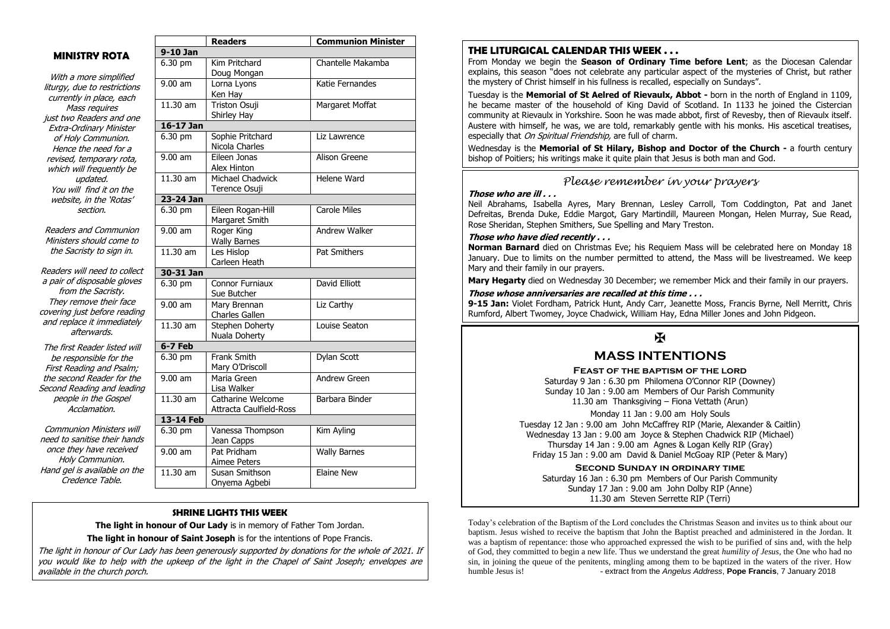## MINISTRY ROTA

*With a more simplified liturgy, due to restrictions currently in place, each Mass requires just two Readers and one Extra-Ordinary Minister of Holy Communion. Hence the need for a revised, temporary rota, which will frequently be updated. You will find it on the website, in the 'Rotas' section.*

*Readers and Communion Ministers should come to the Sacristy to sign in.*

*Readers will need to collect a pair of disposable gloves from the Sacristy. They remove their face covering just before reading and replace it immediately afterwards.*

*The first Reader listed will be responsible for the First Reading and Psalm; the second Reader for the Second Reading and leading people in the Gospel Acclamation.*

*Communion Ministers will need to sanitise their hands once they have received Holy Communion. Hand gel is available on the Credence Table.*

| | Readers | Communion Minister |
|---|---|---|
| **9-10 Jan** | | |
| 6.30 pm | Kim Pritchard<br>Doug Mongan | Chantelle Makamba |
| 9.00 am | Lorna Lyons<br>Ken Hay | Katie Fernandes |
| 11.30 am | Triston Osuji<br>Shirley Hay | Margaret Moffat |
| **16-17 Jan** | | |
| 6.30 pm | Sophie Pritchard<br>Nicola Charles | Liz Lawrence |
| 9.00 am | Eileen Jonas<br>Alex Hinton | Alison Greene |
| 11.30 am | Michael Chadwick<br>Terence Osuji | Helene Ward |
| **23-24 Jan** | | |
| 6.30 pm | Eileen Rogan-Hill<br>Margaret Smith | Carole Miles |
| 9.00 am | Roger King<br>Wally Barnes | Andrew Walker |
| 11.30 am | Les Hislop<br>Carleen Heath | Pat Smithers |
| **30-31 Jan** | | |
| 6.30 pm | Connor Furniaux<br>Sue Butcher | David Elliott |
| 9.00 am | Mary Brennan<br>Charles Gallen | Liz Carthy |
| 11.30 am | Stephen Doherty<br>Nuala Doherty | Louise Seaton |
| **6-7 Feb** | | |
| 6.30 pm | Frank Smith<br>Mary O'Driscoll | Dylan Scott |
| 9.00 am | Maria Green<br>Lisa Walker | Andrew Green |
| 11.30 am | Catharine Welcome<br>Attracta Caulfield-Ross | Barbara Binder |
| **13-14 Feb** | | |
| 6.30 pm | Vanessa Thompson<br>Jean Capps | Kim Ayling |
| 9.00 am | Pat Pridham<br>Aimee Peters | Wally Barnes |
| 11.30 am | Susan Smithson<br>Onyema Agbebi | Elaine New |

## SHRINE LIGHTS THIS WEEK

**The light in honour of Our Lady** is in memory of Father Tom Jordan.

**The light in honour of Saint Joseph** is for the intentions of Pope Francis.

*The light in honour of Our Lady has been generously supported by donations for the whole of 2021. If you would like to help with the upkeep of the light in the Chapel of Saint Joseph; envelopes are available in the church porch.*

## THE LITURGICAL CALENDAR THIS WEEK . . .

From Monday we begin the **Season of Ordinary Time before Lent**; as the Diocesan Calendar explains, this season "does not celebrate any particular aspect of the mysteries of Christ, but rather the mystery of Christ himself in his fullness is recalled, especially on Sundays".

Tuesday is the **Memorial of St Aelred of Rievaulx, Abbot -** born in the north of England in 1109, he became master of the household of King David of Scotland. In 1133 he joined the Cistercian community at Rievaulx in Yorkshire. Soon he was made abbot, first of Revesby, then of Rievaulx itself. Austere with himself, he was, we are told, remarkably gentle with his monks. His ascetical treatises, especially that *On Spiritual Friendship,* are full of charm.

Wednesday is the **Memorial of St Hilary, Bishop and Doctor of the Church -** a fourth century bishop of Poitiers; his writings make it quite plain that Jesus is both man and God.

## *Please remember in your prayers*

***Those who are ill . . .***

Neil Abrahams, Isabella Ayres, Mary Brennan, Lesley Carroll, Tom Coddington, Pat and Janet Defreitas, Brenda Duke, Eddie Margot, Gary Martindill, Maureen Mongan, Helen Murray, Sue Read, Rose Sheridan, Stephen Smithers, Sue Spelling and Mary Treston.

***Those who have died recently . . .***

**Norman Barnard** died on Christmas Eve; his Requiem Mass will be celebrated here on Monday 18 January. Due to limits on the number permitted to attend, the Mass will be livestreamed. We keep Mary and their family in our prayers.

**Mary Hegarty** died on Wednesday 30 December; we remember Mick and their family in our prayers.

***Those whose anniversaries are recalled at this time . . .***

**9-15 Jan:** Violet Fordham, Patrick Hunt, Andy Carr, Jeanette Moss, Francis Byrne, Nell Merritt, Chris Rumford, Albert Twomey, Joyce Chadwick, William Hay, Edna Miller Jones and John Pidgeon.

✠

## MASS INTENTIONS

**Feast of the Baptism of the Lord**

Saturday 9 Jan : 6.30 pm Philomena O'Connor RIP (Downey)
Sunday 10 Jan : 9.00 am Members of Our Parish Community
11.30 am Thanksgiving – Fiona Vettath (Arun)

Monday 11 Jan : 9.00 am Holy Souls
Tuesday 12 Jan : 9.00 am John McCaffrey RIP (Marie, Alexander & Caitlin)
Wednesday 13 Jan : 9.00 am Joyce & Stephen Chadwick RIP (Michael)
Thursday 14 Jan : 9.00 am Agnes & Logan Kelly RIP (Gray)
Friday 15 Jan : 9.00 am David & Daniel McGoay RIP (Peter & Mary)

**Second Sunday in Ordinary Time**

Saturday 16 Jan : 6.30 pm Members of Our Parish Community
Sunday 17 Jan : 9.00 am John Dolby RIP (Anne)
11.30 am Steven Serrette RIP (Terri)

Today's celebration of the Baptism of the Lord concludes the Christmas Season and invites us to think about our baptism. Jesus wished to receive the baptism that John the Baptist preached and administered in the Jordan. It was a baptism of repentance: those who approached expressed the wish to be purified of sins and, with the help of God, they committed to begin a new life. Thus we understand the great *humility of Jesus*, the One who had no sin, in joining the queue of the penitents, mingling among them to be baptized in the waters of the river. How humble Jesus is! - extract from the *Angelus Address*, **Pope Francis**, 7 January 2018